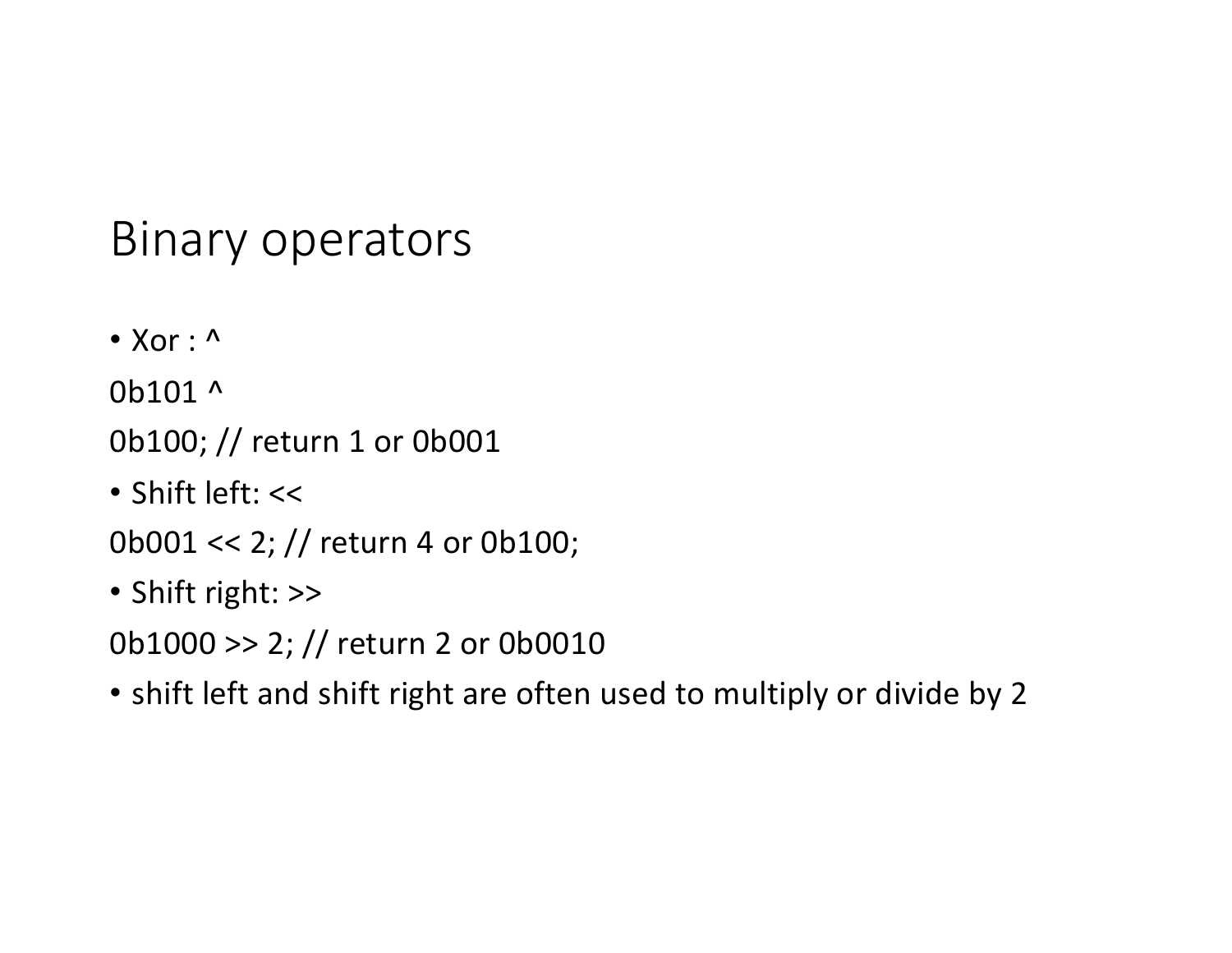# Binary operators

- Xor : ^

0b101 ^

0b100; // return 1 or 0b001

- Shift left: <<

0b001 << 2; // return 4 or 0b100;

- Shift right: >>

0b1000 >> 2; // return 2 or 0b0010

- shift left and shift right are often used to multiply or divide by 2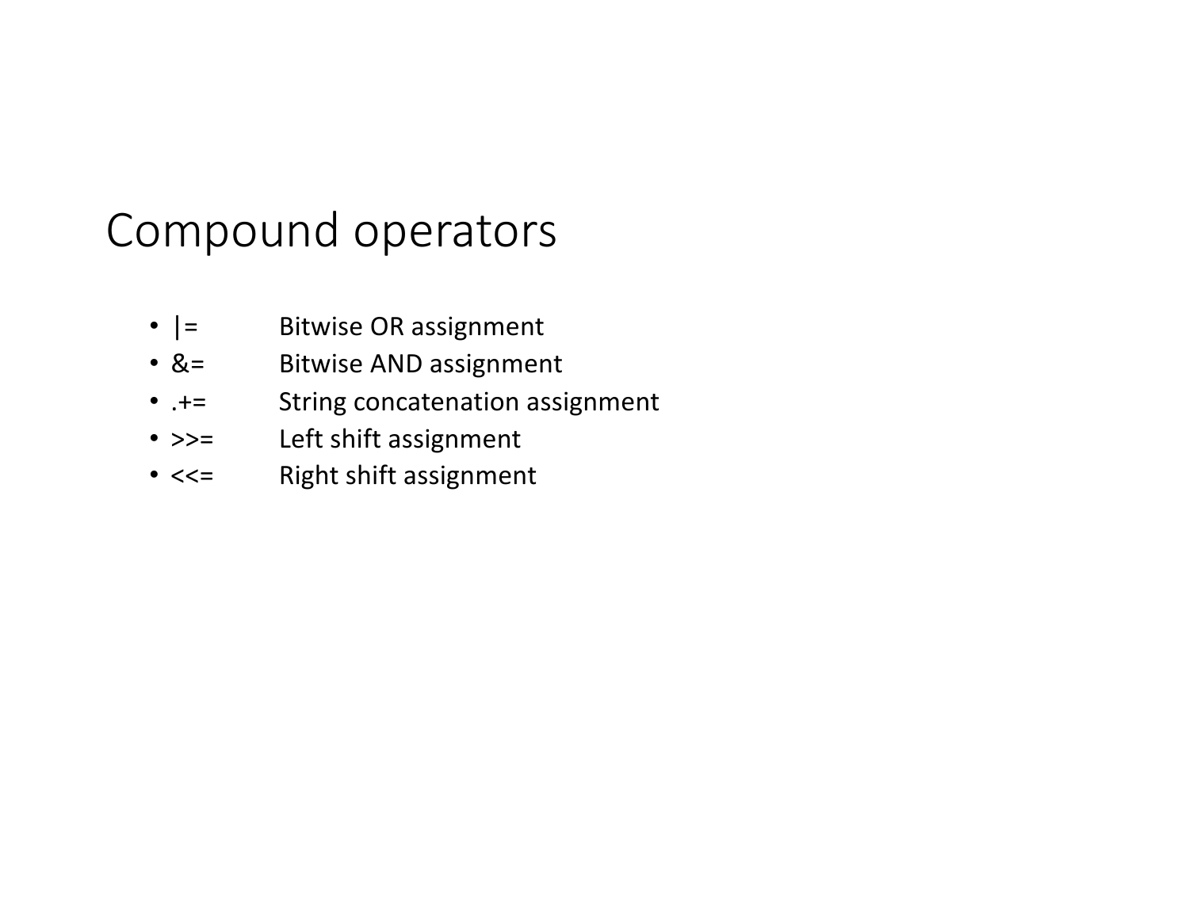# Compound operators

- |= Bitwise OR assignment
- &= Bitwise AND assignment
- .+= String concatenation assignment
- >>= Left shift assignment
- <<= Right shift assignment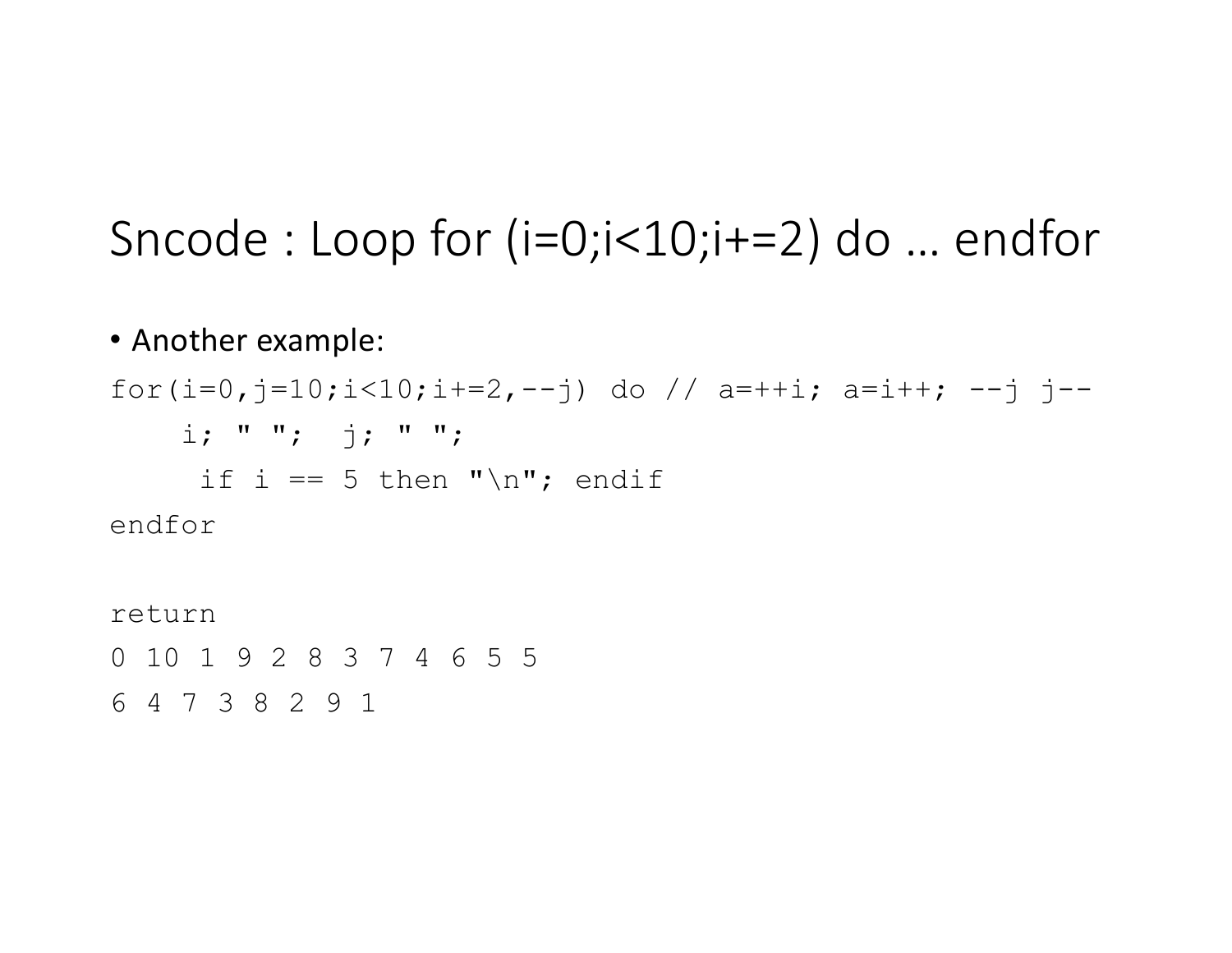# Sncode : Loop for (i=0;i<10;i+=2) do … endfor

- Another example:

```
for(i=0,j=10;i<10;i+=2,--j) do // a=++i; a=i++; --j j--
    i; " ";  j; " ";
     if i == 5 then "\n"; endif
endfor

return
0 10 1 9 2 8 3 7 4 6 5 5
6 4 7 3 8 2 9 1
```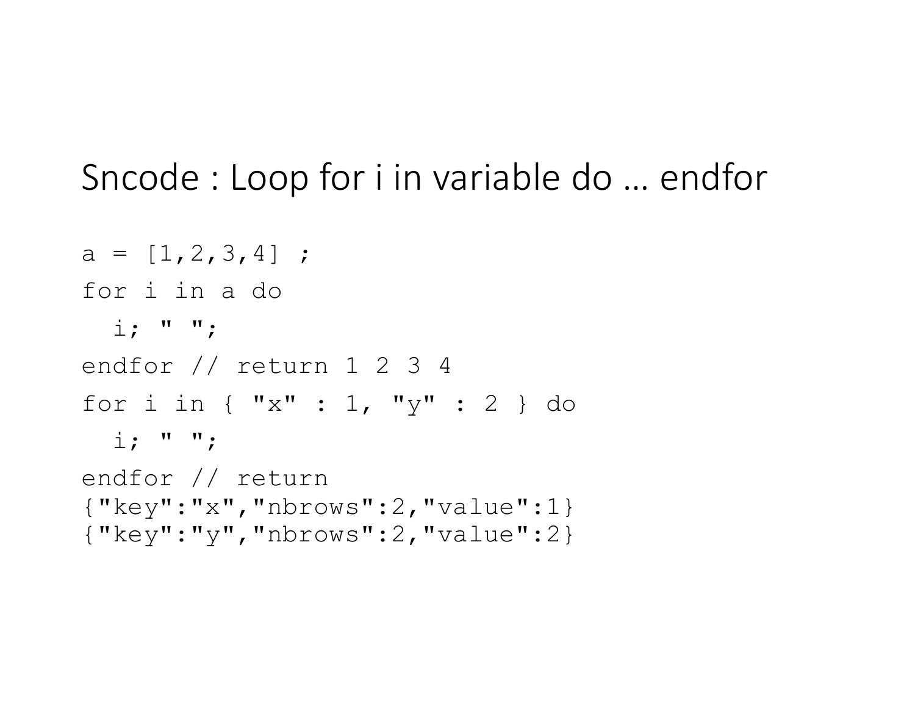# Sncode : Loop for i in variable do … endfor

```
a = [1,2,3,4] ;
for i in a do
  i; " ";
endfor // return 1 2 3 4
for i in { "x" : 1, "y" : 2 } do
  i; " ";
endfor // return
{"key":"x","nbrows":2,"value":1}
{"key":"y","nbrows":2,"value":2}
```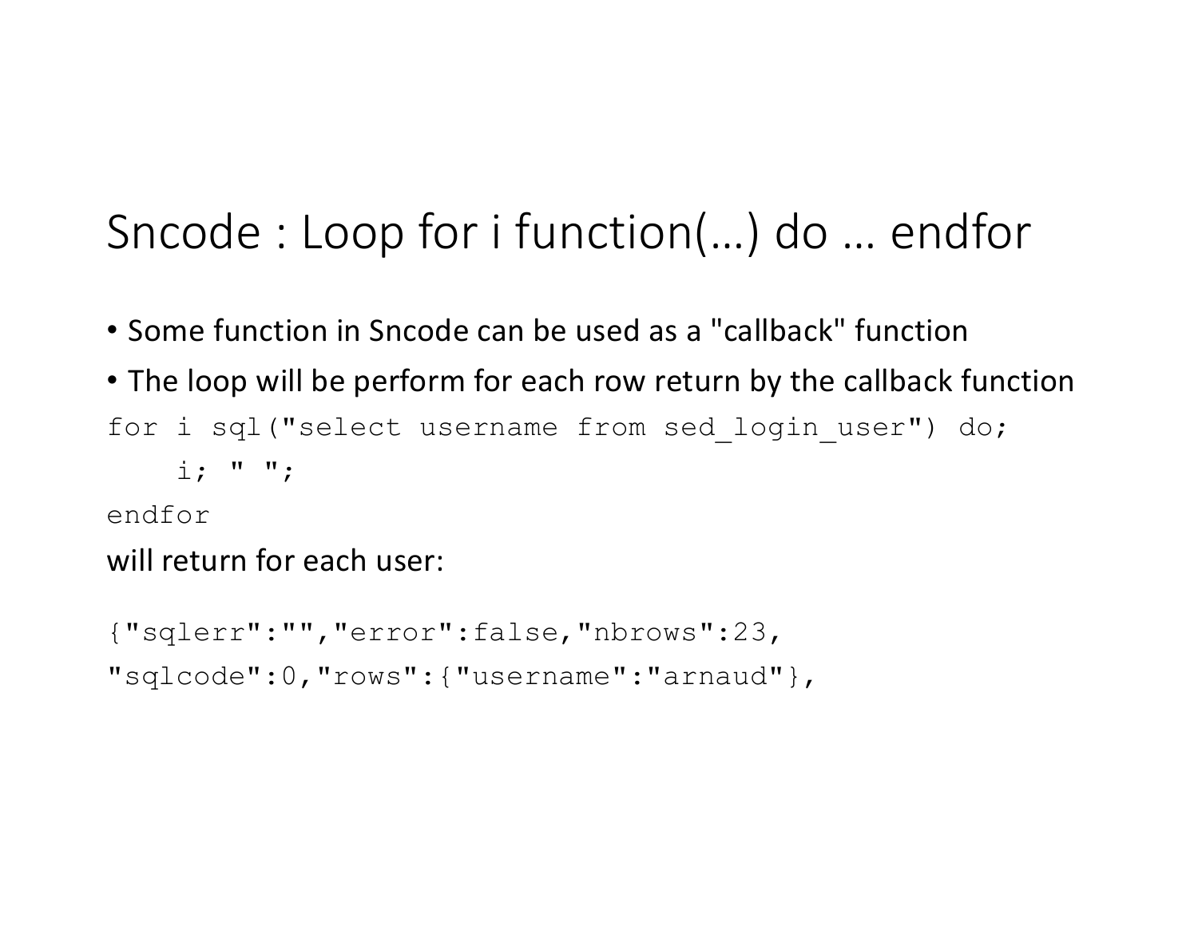# Sncode : Loop for i function(…) do … endfor

- Some function in Sncode can be used as a "callback" function
- The loop will be perform for each row return by the callback function

```
for i sql("select username from sed_login_user") do;
    i; " ";
endfor
```

will return for each user:

```
{"sqlerr":"","error":false,"nbrows":23,
"sqlcode":0,"rows":{"username":"arnaud"},
```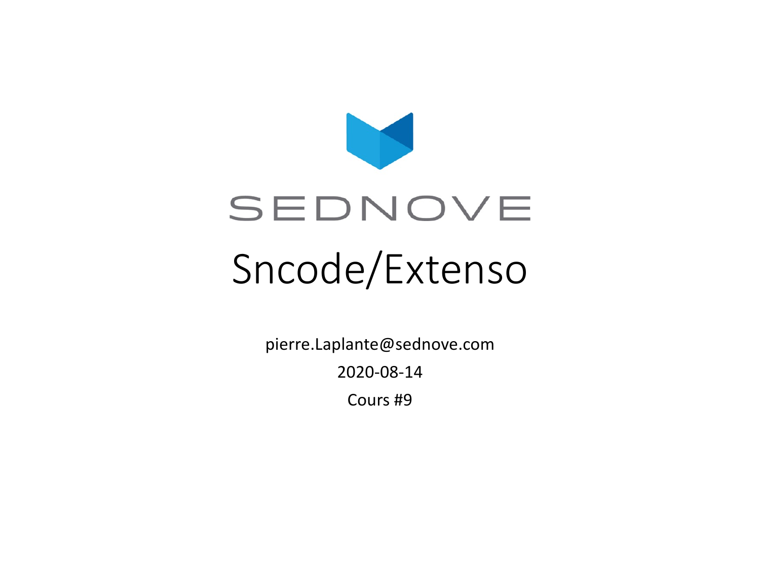SEDNOVE

# Sncode/Extenso

pierre.Laplante@sednove.com

2020-08-14

Cours #9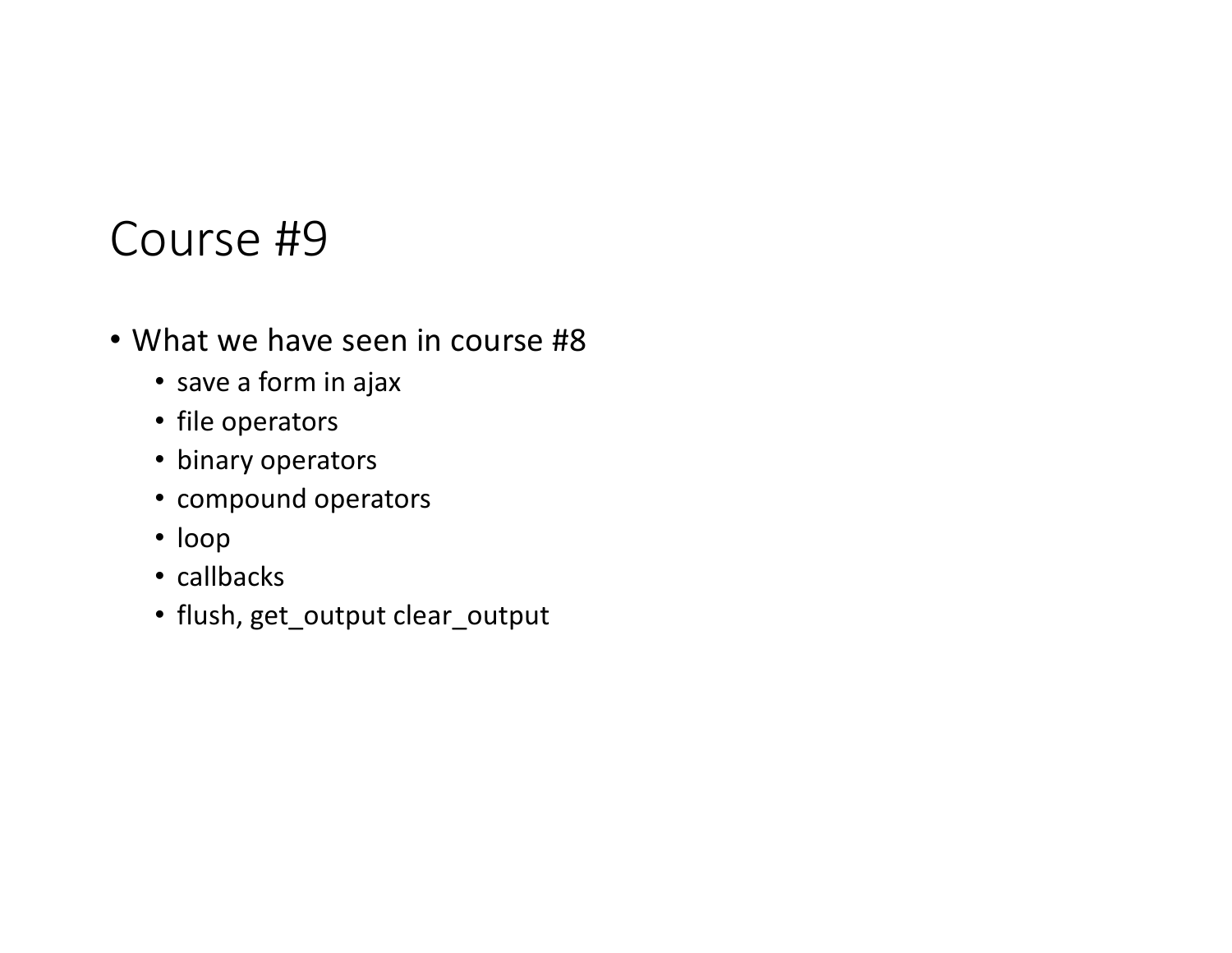# Course #9

- What we have seen in course #8
  - save a form in ajax
  - file operators
  - binary operators
  - compound operators
  - loop
  - callbacks
  - flush, get_output clear_output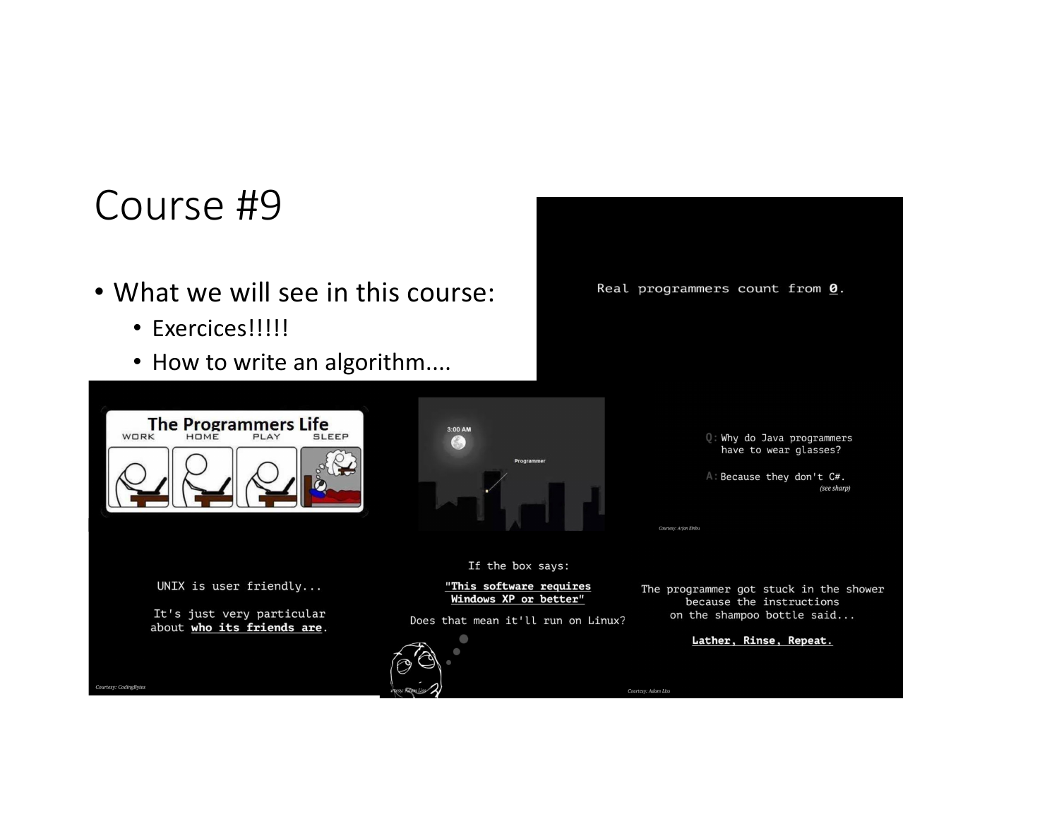# Course #9

- What we will see in this course:
  - Exercices!!!!!
  - How to write an algorithm....

Real programmers count from **0**.

Q: Why do Java programmers have to wear glasses?

A: Because they don't C#. *(see sharp)*

UNIX is user friendly...

It's just very particular about **who its friends are**.

If the box says:

**"This software requires Windows XP or better"**

Does that mean it'll run on Linux?

The programmer got stuck in the shower because the instructions on the shampoo bottle said...

**Lather, Rinse, Repeat.**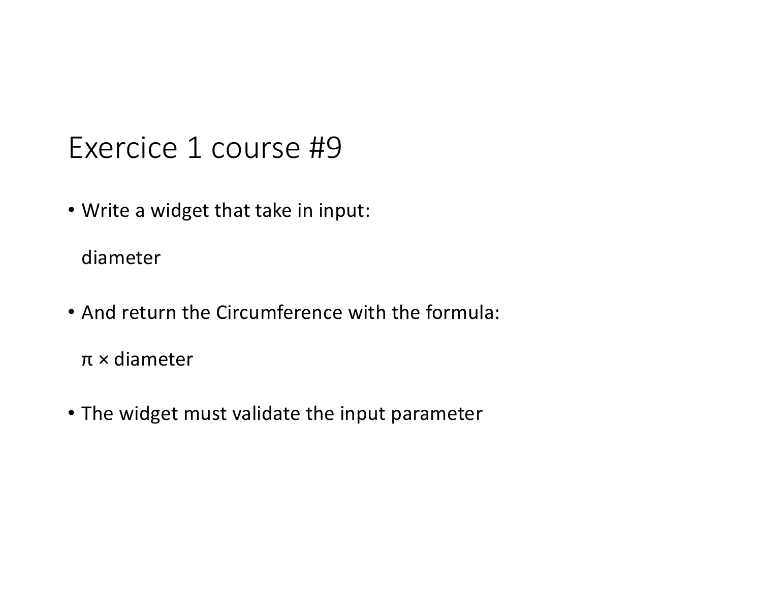# Exercice 1 course #9

- Write a widget that take in input:

  diameter

- And return the Circumference with the formula:

  $\pi \times$ diameter

- The widget must validate the input parameter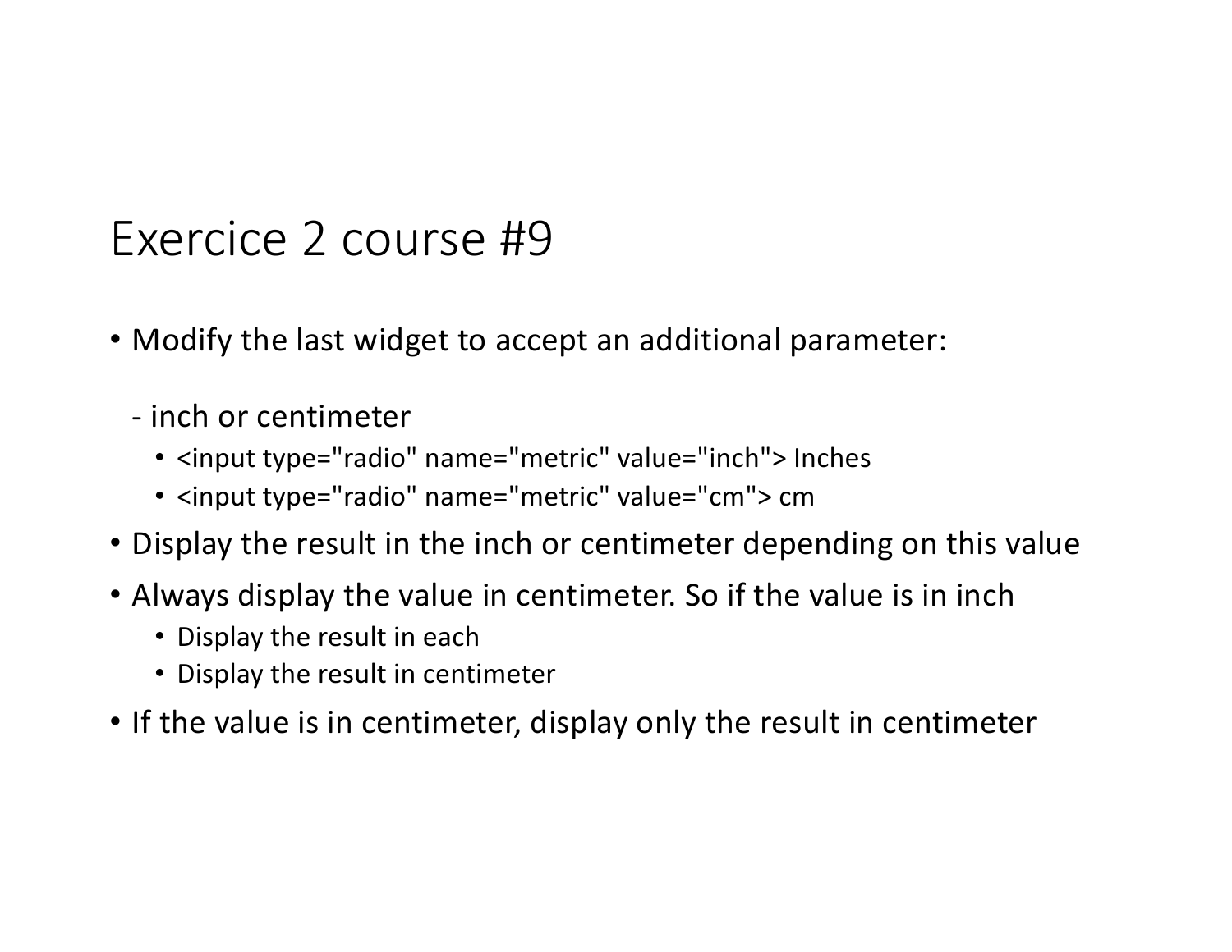# Exercice 2 course #9

- Modify the last widget to accept an additional parameter:

  - inch or centimeter
    - <input type="radio" name="metric" value="inch"> Inches
    - <input type="radio" name="metric" value="cm"> cm
- Display the result in the inch or centimeter depending on this value
- Always display the value in centimeter. So if the value is in inch
  - Display the result in each
  - Display the result in centimeter
- If the value is in centimeter, display only the result in centimeter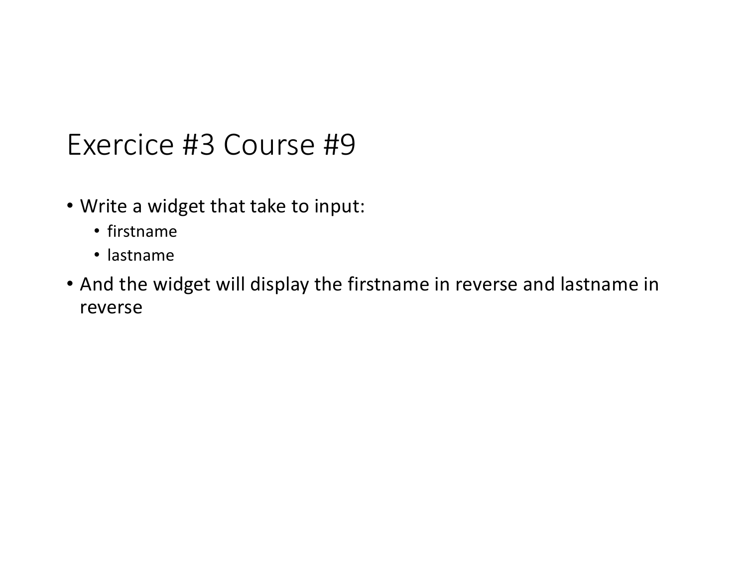# Exercice #3 Course #9

- Write a widget that take to input:
  - firstname
  - lastname
- And the widget will display the firstname in reverse and lastname in reverse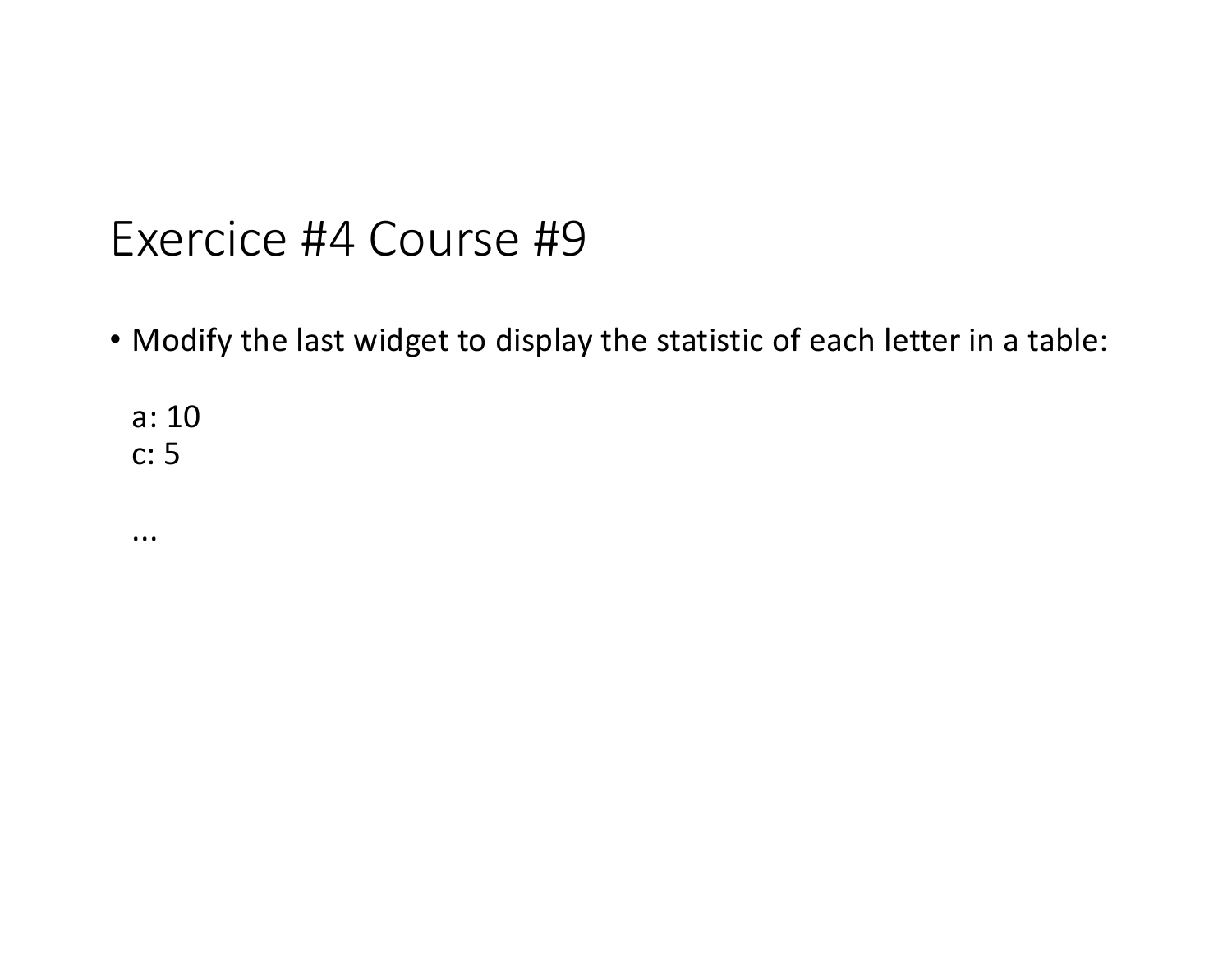# Exercice #4 Course #9

- Modify the last widget to display the statistic of each letter in a table:

  a: 10
  c: 5

  ...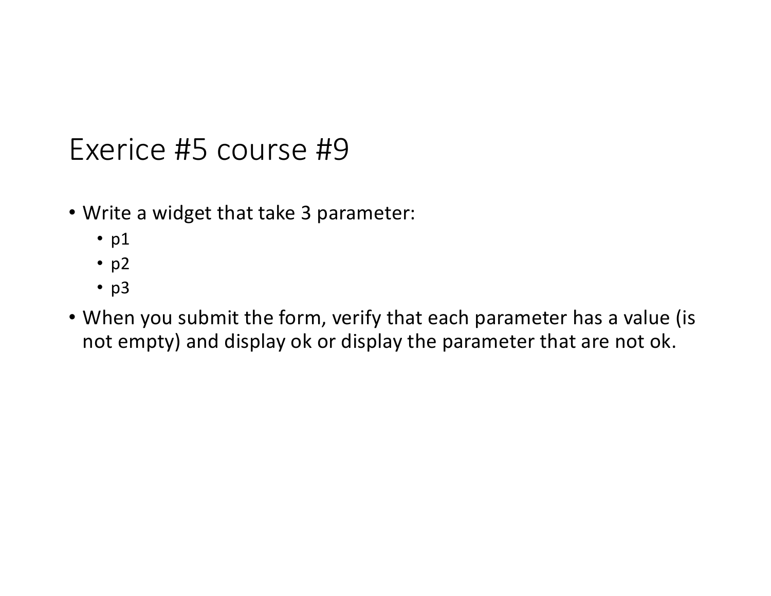# Exerice #5 course #9

- Write a widget that take 3 parameter:
  - p1
  - p2
  - p3
- When you submit the form, verify that each parameter has a value (is not empty) and display ok or display the parameter that are not ok.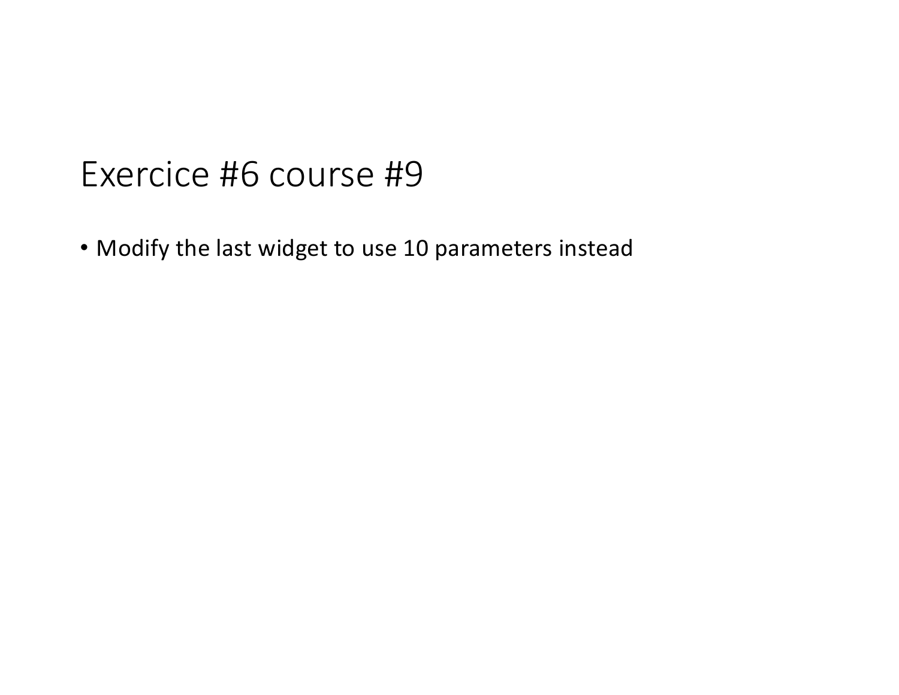# Exercice #6 course #9

- Modify the last widget to use 10 parameters instead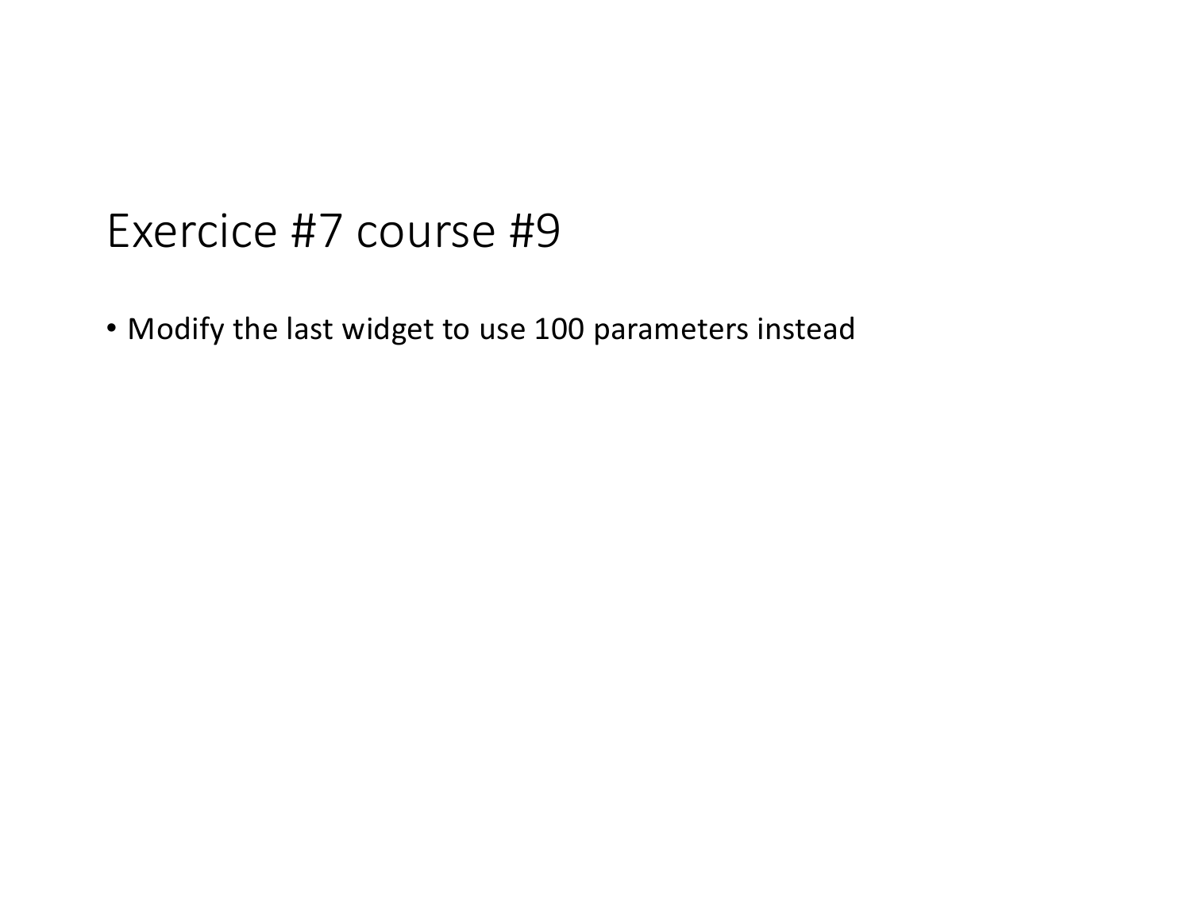# Exercice #7 course #9

- Modify the last widget to use 100 parameters instead